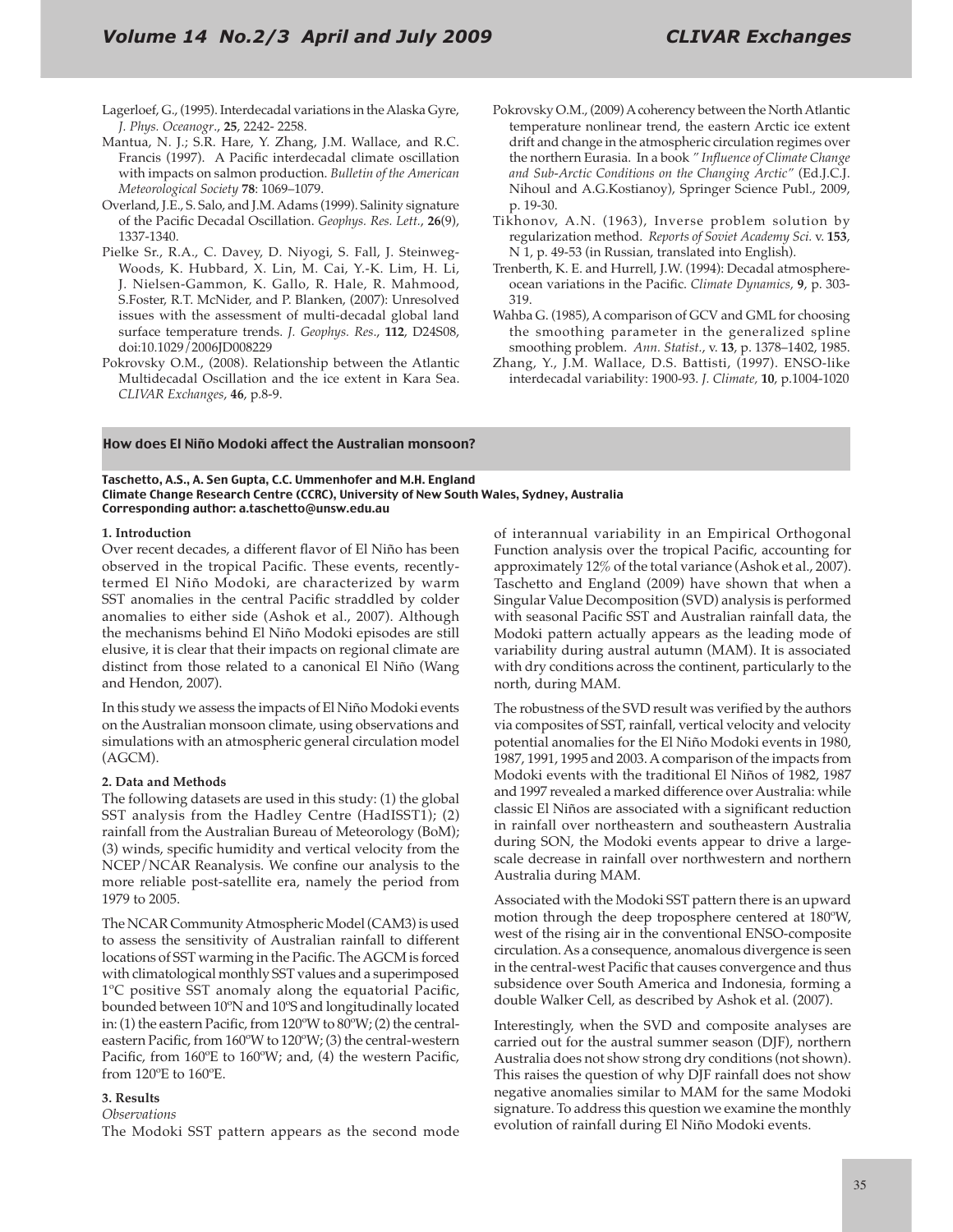Lagerloef, G., (1995). Interdecadal variations in the Alaska Gyre, *J. Phys. Oceanogr.*, **25**, 2242- 2258.

Mantua, N. J.; S.R. Hare, Y. Zhang, J.M. Wallace, and R.C. Francis (1997). A Pacific interdecadal climate oscillation with impacts on salmon production. *Bulletin of the American Meteorological Society* **78**: 1069–1079.

Overland, J.E., S. Salo, and J.M. Adams (1999). Salinity signature of the Pacific Decadal Oscillation. *Geophys. Res. Lett.*, **26**(9), 1337-1340.

Pielke Sr., R.A., C. Davey, D. Niyogi, S. Fall, J. Steinweg-Woods, K. Hubbard, X. Lin, M. Cai, Y.-K. Lim, H. Li, J. Nielsen-Gammon, K. Gallo, R. Hale, R. Mahmood, S.Foster, R.T. McNider, and P. Blanken, (2007): Unresolved issues with the assessment of multi-decadal global land surface temperature trends. *J. Geophys. Res.*, **112**, D24S08, doi:10.1029/2006JD008229

Pokrovsky O.M., (2008). Relationship between the Atlantic Multidecadal Oscillation and the ice extent in Kara Sea. *CLIVAR Exchanges*, **46**, p.8-9.

Pokrovsky O.M., (2009) A coherency between the North Atlantic temperature nonlinear trend, the eastern Arctic ice extent drift and change in the atmospheric circulation regimes over the northern Eurasia. In a book *" Influence of Climate Change and Sub-Arctic Conditions on the Changing Arctic"* (Ed.J.C.J. Nihoul and A.G.Kostianoy), Springer Science Publ., 2009, p. 19-30.

Tikhonov, A.N. (1963), Inverse problem solution by regularization method. *Reports of Soviet Academy Sci.* v. **153**, N 1, p. 49-53 (in Russian, translated into English).

Trenberth, K. E. and Hurrell, J.W. (1994): Decadal atmosphere-ocean variations in the Pacific. *Climate Dynamics*, **9**, p. 303-319.

Wahba G. (1985), A comparison of GCV and GML for choosing the smoothing parameter in the generalized spline smoothing problem. *Ann. Statist.*, v. **13**, p. 1378–1402, 1985.

Zhang, Y., J.M. Wallace, D.S. Battisti, (1997). ENSO-like interdecadal variability: 1900-93. *J. Climate*, **10**, p.1004-1020

## How does El Niño Modoki affect the Australian monsoon?

**Taschetto, A.S., A. Sen Gupta, C.C. Ummenhofer and M.H. England**
**Climate Change Research Centre (CCRC), University of New South Wales, Sydney, Australia**
**Corresponding author: a.taschetto@unsw.edu.au**

### 1. Introduction

Over recent decades, a different flavor of El Niño has been observed in the tropical Pacific. These events, recently-termed El Niño Modoki, are characterized by warm SST anomalies in the central Pacific straddled by colder anomalies to either side (Ashok et al., 2007). Although the mechanisms behind El Niño Modoki episodes are still elusive, it is clear that their impacts on regional climate are distinct from those related to a canonical El Niño (Wang and Hendon, 2007).

In this study we assess the impacts of El Niño Modoki events on the Australian monsoon climate, using observations and simulations with an atmospheric general circulation model (AGCM).

### 2. Data and Methods

The following datasets are used in this study: (1) the global SST analysis from the Hadley Centre (HadISST1); (2) rainfall from the Australian Bureau of Meteorology (BoM); (3) winds, specific humidity and vertical velocity from the NCEP/NCAR Reanalysis. We confine our analysis to the more reliable post-satellite era, namely the period from 1979 to 2005.

The NCAR Community Atmospheric Model (CAM3) is used to assess the sensitivity of Australian rainfall to different locations of SST warming in the Pacific. The AGCM is forced with climatological monthly SST values and a superimposed 1ºC positive SST anomaly along the equatorial Pacific, bounded between 10ºN and 10ºS and longitudinally located in: (1) the eastern Pacific, from 120ºW to 80ºW; (2) the central-eastern Pacific, from 160ºW to 120ºW; (3) the central-western Pacific, from 160ºE to 160ºW; and, (4) the western Pacific, from 120ºE to 160ºE.

### 3. Results

*Observations*

The Modoki SST pattern appears as the second mode of interannual variability in an Empirical Orthogonal Function analysis over the tropical Pacific, accounting for approximately 12% of the total variance (Ashok et al., 2007). Taschetto and England (2009) have shown that when a Singular Value Decomposition (SVD) analysis is performed with seasonal Pacific SST and Australian rainfall data, the Modoki pattern actually appears as the leading mode of variability during austral autumn (MAM). It is associated with dry conditions across the continent, particularly to the north, during MAM.

The robustness of the SVD result was verified by the authors via composites of SST, rainfall, vertical velocity and velocity potential anomalies for the El Niño Modoki events in 1980, 1987, 1991, 1995 and 2003. A comparison of the impacts from Modoki events with the traditional El Niños of 1982, 1987 and 1997 revealed a marked difference over Australia: while classic El Niños are associated with a significant reduction in rainfall over northeastern and southeastern Australia during SON, the Modoki events appear to drive a large-scale decrease in rainfall over northwestern and northern Australia during MAM.

Associated with the Modoki SST pattern there is an upward motion through the deep troposphere centered at 180ºW, west of the rising air in the conventional ENSO-composite circulation. As a consequence, anomalous divergence is seen in the central-west Pacific that causes convergence and thus subsidence over South America and Indonesia, forming a double Walker Cell, as described by Ashok et al. (2007).

Interestingly, when the SVD and composite analyses are carried out for the austral summer season (DJF), northern Australia does not show strong dry conditions (not shown). This raises the question of why DJF rainfall does not show negative anomalies similar to MAM for the same Modoki signature. To address this question we examine the monthly evolution of rainfall during El Niño Modoki events.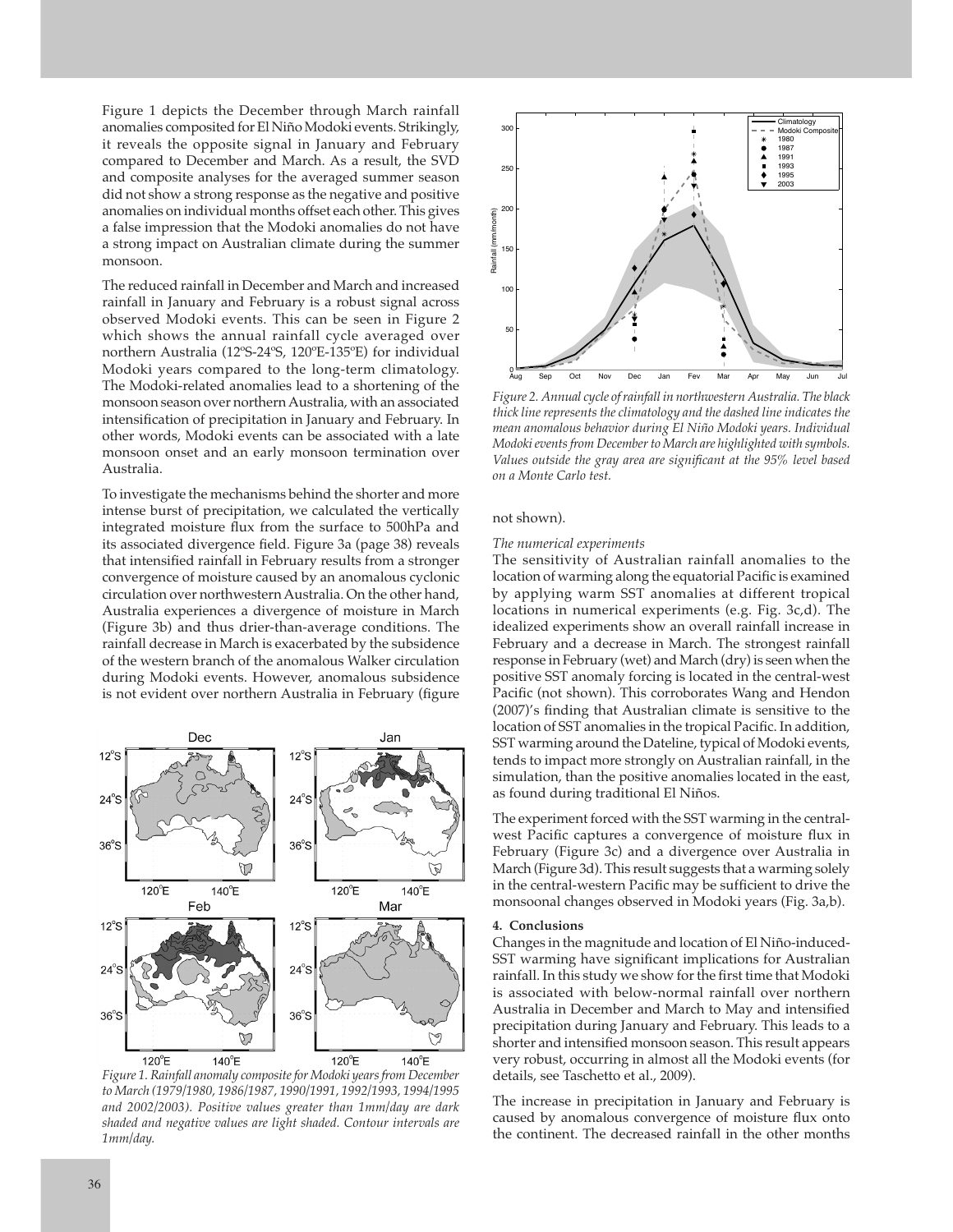Figure 1 depicts the December through March rainfall anomalies composited for El Niño Modoki events. Strikingly, it reveals the opposite signal in January and February compared to December and March. As a result, the SVD and composite analyses for the averaged summer season did not show a strong response as the negative and positive anomalies on individual months offset each other. This gives a false impression that the Modoki anomalies do not have a strong impact on Australian climate during the summer monsoon.

The reduced rainfall in December and March and increased rainfall in January and February is a robust signal across observed Modoki events. This can be seen in Figure 2 which shows the annual rainfall cycle averaged over northern Australia (12ºS-24ºS, 120ºE-135ºE) for individual Modoki years compared to the long-term climatology. The Modoki-related anomalies lead to a shortening of the monsoon season over northern Australia, with an associated intensification of precipitation in January and February. In other words, Modoki events can be associated with a late monsoon onset and an early monsoon termination over Australia.

To investigate the mechanisms behind the shorter and more intense burst of precipitation, we calculated the vertically integrated moisture flux from the surface to 500hPa and its associated divergence field. Figure 3a (page 38) reveals that intensified rainfall in February results from a stronger convergence of moisture caused by an anomalous cyclonic circulation over northwestern Australia. On the other hand, Australia experiences a divergence of moisture in March (Figure 3b) and thus drier-than-average conditions. The rainfall decrease in March is exacerbated by the subsidence of the western branch of the anomalous Walker circulation during Modoki events. However, anomalous subsidence is not evident over northern Australia in February (figure not shown).

*Figure 1. Rainfall anomaly composite for Modoki years from December to March (1979/1980, 1986/1987, 1990/1991, 1992/1993, 1994/1995 and 2002/2003). Positive values greater than 1mm/day are dark shaded and negative values are light shaded. Contour intervals are 1mm/day.*

*Figure 2. Annual cycle of rainfall in northwestern Australia. The black thick line represents the climatology and the dashed line indicates the mean anomalous behavior during El Niño Modoki years. Individual Modoki events from December to March are highlighted with symbols. Values outside the gray area are significant at the 95% level based on a Monte Carlo test.*

*The numerical experiments*

The sensitivity of Australian rainfall anomalies to the location of warming along the equatorial Pacific is examined by applying warm SST anomalies at different tropical locations in numerical experiments (e.g. Fig. 3c,d). The idealized experiments show an overall rainfall increase in February and a decrease in March. The strongest rainfall response in February (wet) and March (dry) is seen when the positive SST anomaly forcing is located in the central-west Pacific (not shown). This corroborates Wang and Hendon (2007)'s finding that Australian climate is sensitive to the location of SST anomalies in the tropical Pacific. In addition, SST warming around the Dateline, typical of Modoki events, tends to impact more strongly on Australian rainfall, in the simulation, than the positive anomalies located in the east, as found during traditional El Niños.

The experiment forced with the SST warming in the central-west Pacific captures a convergence of moisture flux in February (Figure 3c) and a divergence over Australia in March (Figure 3d). This result suggests that a warming solely in the central-western Pacific may be sufficient to drive the monsoonal changes observed in Modoki years (Fig. 3a,b).

**4. Conclusions**

Changes in the magnitude and location of El Niño-induced-SST warming have significant implications for Australian rainfall. In this study we show for the first time that Modoki is associated with below-normal rainfall over northern Australia in December and March to May and intensified precipitation during January and February. This leads to a shorter and intensified monsoon season. This result appears very robust, occurring in almost all the Modoki events (for details, see Taschetto et al., 2009).

The increase in precipitation in January and February is caused by anomalous convergence of moisture flux onto the continent. The decreased rainfall in the other months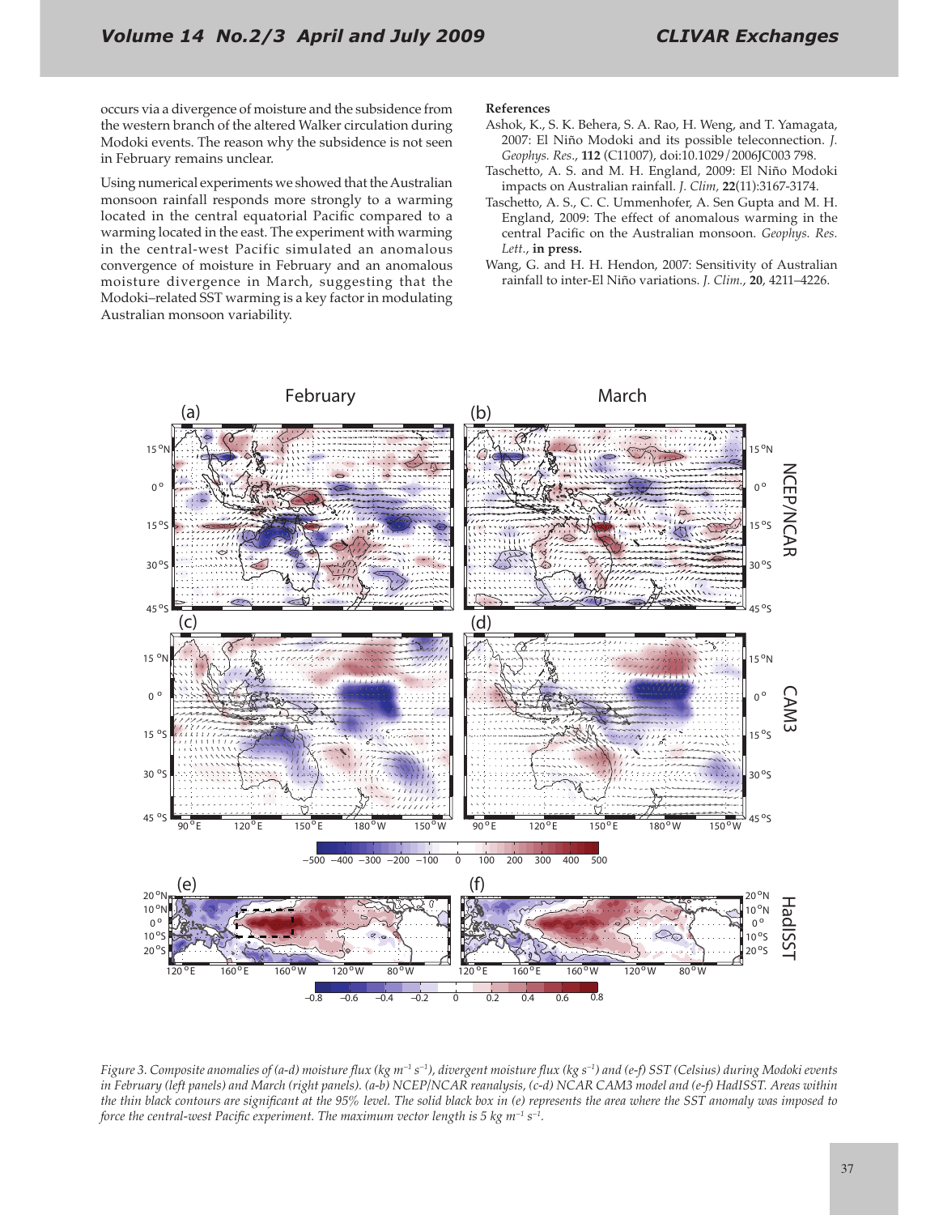occurs via a divergence of moisture and the subsidence from the western branch of the altered Walker circulation during Modoki events. The reason why the subsidence is not seen in February remains unclear.

Using numerical experiments we showed that the Australian monsoon rainfall responds more strongly to a warming located in the central equatorial Pacific compared to a warming located in the east. The experiment with warming in the central-west Pacific simulated an anomalous convergence of moisture in February and an anomalous moisture divergence in March, suggesting that the Modoki–related SST warming is a key factor in modulating Australian monsoon variability.

**References**

Ashok, K., S. K. Behera, S. A. Rao, H. Weng, and T. Yamagata, 2007: El Niño Modoki and its possible teleconnection. *J. Geophys. Res.*, **112** (C11007), doi:10.1029/2006JC003 798.

Taschetto, A. S. and M. H. England, 2009: El Niño Modoki impacts on Australian rainfall. *J. Clim*, **22**(11):3167-3174.

Taschetto, A. S., C. C. Ummenhofer, A. Sen Gupta and M. H. England, 2009: The effect of anomalous warming in the central Pacific on the Australian monsoon. *Geophys. Res. Lett.*, **in press.**

Wang, G. and H. H. Hendon, 2007: Sensitivity of Australian rainfall to inter-El Niño variations. *J. Clim.*, **20**, 4211–4226.

February

March

(a)

(b)

NCEP/NCAR

(c)

(d)

CAM3

15 °N
0 °
15 °S
30 °S
45 °S

90 °E 120 °E 150 °E 180 °W 150 °W

−500 −400 −300 −200 −100 0 100 200 300 400 500

(e)

(f)

HadISST

20 °N
10 °N
0 °
10 °S
20 °S

120 °E 160 °E 160 °W 120 °W 80 °W

−0.8 −0.6 −0.4 −0.2 0 0.2 0.4 0.6 0.8

*Figure 3. Composite anomalies of (a-d) moisture flux (kg $m^{-1}$ $s^{-1}$), divergent moisture flux (kg $s^{-1}$) and (e-f) SST (Celsius) during Modoki events in February (left panels) and March (right panels). (a-b) NCEP/NCAR reanalysis, (c-d) NCAR CAM3 model and (e-f) HadISST. Areas within the thin black contours are significant at the 95% level. The solid black box in (e) represents the area where the SST anomaly was imposed to force the central-west Pacific experiment. The maximum vector length is 5 kg $m^{-1}$ $s^{-1}$.*